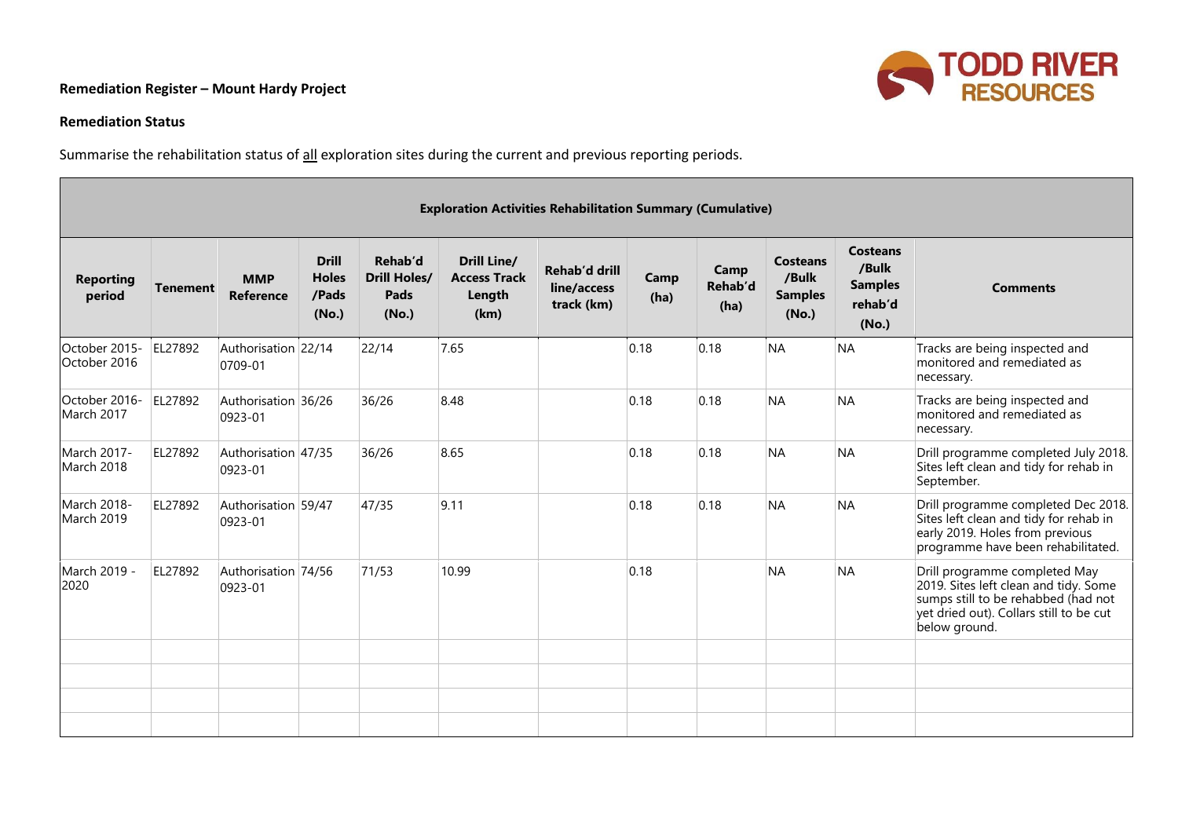**Remediation Register – Mount Hardy Project**

**Remediation Status**

Summarise the rehabilitation status of <u>all</u> exploration sites during the current and previous reporting periods.

| **Exploration Activities Rehabilitation Summary (Cumulative)** | | | | | | | | | | | |
|---|---|---|---|---|---|---|---|---|---|---|---|
| **Reporting period** | **Tenement** | **MMP Reference** | **Drill Holes /Pads (No.)** | **Rehab'd Drill Holes/ Pads (No.)** | **Drill Line/ Access Track Length (km)** | **Rehab'd drill line/access track (km)** | **Camp (ha)** | **Camp Rehab'd (ha)** | **Costeans /Bulk Samples (No.)** | **Costeans /Bulk Samples rehab'd (No.)** | **Comments** |
| October 2015- October 2016 | EL27892 | Authorisation 0709-01 | 22/14 | 22/14 | 7.65 | | 0.18 | 0.18 | NA | NA | Tracks are being inspected and monitored and remediated as necessary. |
| October 2016- March 2017 | EL27892 | Authorisation 0923-01 | 36/26 | 36/26 | 8.48 | | 0.18 | 0.18 | NA | NA | Tracks are being inspected and monitored and remediated as necessary. |
| March 2017- March 2018 | EL27892 | Authorisation 0923-01 | 47/35 | 36/26 | 8.65 | | 0.18 | 0.18 | NA | NA | Drill programme completed July 2018. Sites left clean and tidy for rehab in September. |
| March 2018- March 2019 | EL27892 | Authorisation 0923-01 | 59/47 | 47/35 | 9.11 | | 0.18 | 0.18 | NA | NA | Drill programme completed Dec 2018. Sites left clean and tidy for rehab in early 2019. Holes from previous programme have been rehabilitated. |
| March 2019 - 2020 | EL27892 | Authorisation 0923-01 | 74/56 | 71/53 | 10.99 | | 0.18 | | NA | NA | Drill programme completed May 2019. Sites left clean and tidy. Some sumps still to be rehabbed (had not yet dried out). Collars still to be cut below ground. |
| | | | | | | | | | | | |
| | | | | | | | | | | | |
| | | | | | | | | | | | |
| | | | | | | | | | | | |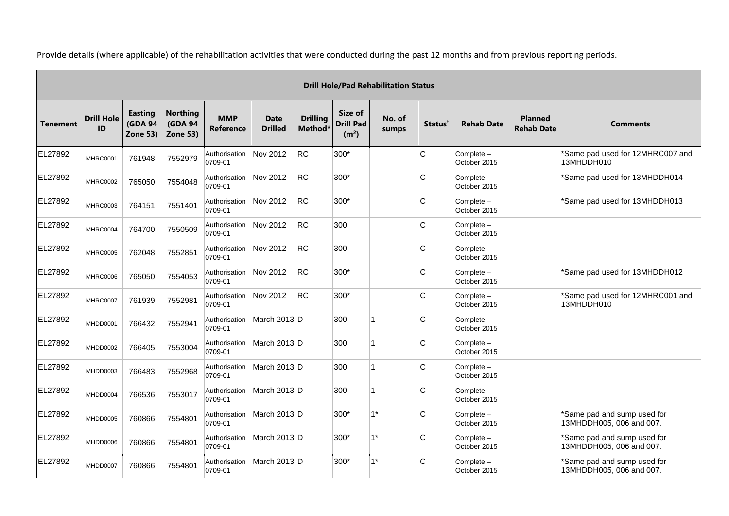Provide details (where applicable) of the rehabilitation activities that were conducted during the past 12 months and from previous reporting periods.

| Drill Hole/Pad Rehabilitation Status | | | | | | | | | | | | |
|---|---|---|---|---|---|---|---|---|---|---|---|---|
| Tenement | Drill Hole ID | Easting (GDA 94 Zone 53) | Northing (GDA 94 Zone 53) | MMP Reference | Date Drilled | Drilling Method* | Size of Drill Pad ($m^2$) | No. of sumps | Status[†] | Rehab Date | Planned Rehab Date | Comments |
| EL27892 | MHRC0001 | 761948 | 7552979 | Authorisation 0709-01 | Nov 2012 | RC | 300* | | C | Complete – October 2015 | | *Same pad used for 12MHRC007 and 13MHDDH010 |
| EL27892 | MHRC0002 | 765050 | 7554048 | Authorisation 0709-01 | Nov 2012 | RC | 300* | | C | Complete – October 2015 | | *Same pad used for 13MHDDH014 |
| EL27892 | MHRC0003 | 764151 | 7551401 | Authorisation 0709-01 | Nov 2012 | RC | 300* | | C | Complete – October 2015 | | *Same pad used for 13MHDDH013 |
| EL27892 | MHRC0004 | 764700 | 7550509 | Authorisation 0709-01 | Nov 2012 | RC | 300 | | C | Complete – October 2015 | | |
| EL27892 | MHRC0005 | 762048 | 7552851 | Authorisation 0709-01 | Nov 2012 | RC | 300 | | C | Complete – October 2015 | | |
| EL27892 | MHRC0006 | 765050 | 7554053 | Authorisation 0709-01 | Nov 2012 | RC | 300* | | C | Complete – October 2015 | | *Same pad used for 13MHDDH012 |
| EL27892 | MHRC0007 | 761939 | 7552981 | Authorisation 0709-01 | Nov 2012 | RC | 300* | | C | Complete – October 2015 | | *Same pad used for 12MHRC001 and 13MHDDH010 |
| EL27892 | MHDD0001 | 766432 | 7552941 | Authorisation 0709-01 | March 2013 | D | 300 | 1 | C | Complete – October 2015 | | |
| EL27892 | MHDD0002 | 766405 | 7553004 | Authorisation 0709-01 | March 2013 | D | 300 | 1 | C | Complete – October 2015 | | |
| EL27892 | MHDD0003 | 766483 | 7552968 | Authorisation 0709-01 | March 2013 | D | 300 | 1 | C | Complete – October 2015 | | |
| EL27892 | MHDD0004 | 766536 | 7553017 | Authorisation 0709-01 | March 2013 | D | 300 | 1 | C | Complete – October 2015 | | |
| EL27892 | MHDD0005 | 760866 | 7554801 | Authorisation 0709-01 | March 2013 | D | 300* | 1* | C | Complete – October 2015 | | *Same pad and sump used for 13MHDDH005, 006 and 007. |
| EL27892 | MHDD0006 | 760866 | 7554801 | Authorisation 0709-01 | March 2013 | D | 300* | 1* | C | Complete – October 2015 | | *Same pad and sump used for 13MHDDH005, 006 and 007. |
| EL27892 | MHDD0007 | 760866 | 7554801 | Authorisation 0709-01 | March 2013 | D | 300* | 1* | C | Complete – October 2015 | | *Same pad and sump used for 13MHDDH005, 006 and 007. |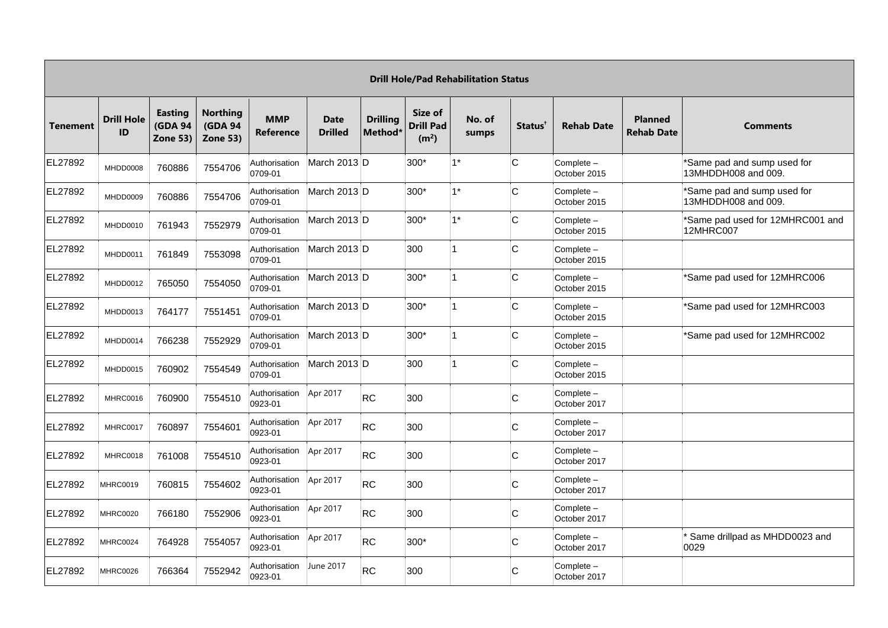| Drill Hole/Pad Rehabilitation Status | | | | | | | | | | | | |
|---|---|---|---|---|---|---|---|---|---|---|---|---|
| **Tenement** | **Drill Hole ID** | **Easting (GDA 94 Zone 53)** | **Northing (GDA 94 Zone 53)** | **MMP Reference** | **Date Drilled** | **Drilling Method*** | **Size of Drill Pad ($m^2$)** | **No. of sumps** | **Status**[†] | **Rehab Date** | **Planned Rehab Date** | **Comments** |
| EL27892 | MHDD0008 | 760886 | 7554706 | Authorisation 0709-01 | March 2013 | D | 300* | 1* | C | Complete – October 2015 | | *Same pad and sump used for 13MHDDH008 and 009. |
| EL27892 | MHDD0009 | 760886 | 7554706 | Authorisation 0709-01 | March 2013 | D | 300* | 1* | C | Complete – October 2015 | | *Same pad and sump used for 13MHDDH008 and 009. |
| EL27892 | MHDD0010 | 761943 | 7552979 | Authorisation 0709-01 | March 2013 | D | 300* | 1* | C | Complete – October 2015 | | *Same pad used for 12MHRC001 and 12MHRC007 |
| EL27892 | MHDD0011 | 761849 | 7553098 | Authorisation 0709-01 | March 2013 | D | 300 | 1 | C | Complete – October 2015 | | |
| EL27892 | MHDD0012 | 765050 | 7554050 | Authorisation 0709-01 | March 2013 | D | 300* | 1 | C | Complete – October 2015 | | *Same pad used for 12MHRC006 |
| EL27892 | MHDD0013 | 764177 | 7551451 | Authorisation 0709-01 | March 2013 | D | 300* | 1 | C | Complete – October 2015 | | *Same pad used for 12MHRC003 |
| EL27892 | MHDD0014 | 766238 | 7552929 | Authorisation 0709-01 | March 2013 | D | 300* | 1 | C | Complete – October 2015 | | *Same pad used for 12MHRC002 |
| EL27892 | MHDD0015 | 760902 | 7554549 | Authorisation 0709-01 | March 2013 | D | 300 | 1 | C | Complete – October 2015 | | |
| EL27892 | MHRC0016 | 760900 | 7554510 | Authorisation 0923-01 | Apr 2017 | RC | 300 | | C | Complete – October 2017 | | |
| EL27892 | MHRC0017 | 760897 | 7554601 | Authorisation 0923-01 | Apr 2017 | RC | 300 | | C | Complete – October 2017 | | |
| EL27892 | MHRC0018 | 761008 | 7554510 | Authorisation 0923-01 | Apr 2017 | RC | 300 | | C | Complete – October 2017 | | |
| EL27892 | MHRC0019 | 760815 | 7554602 | Authorisation 0923-01 | Apr 2017 | RC | 300 | | C | Complete – October 2017 | | |
| EL27892 | MHRC0020 | 766180 | 7552906 | Authorisation 0923-01 | Apr 2017 | RC | 300 | | C | Complete – October 2017 | | |
| EL27892 | MHRC0024 | 764928 | 7554057 | Authorisation 0923-01 | Apr 2017 | RC | 300* | | C | Complete – October 2017 | | * Same drillpad as MHDD0023 and 0029 |
| EL27892 | MHRC0026 | 766364 | 7552942 | Authorisation 0923-01 | June 2017 | RC | 300 | | C | Complete – October 2017 | | |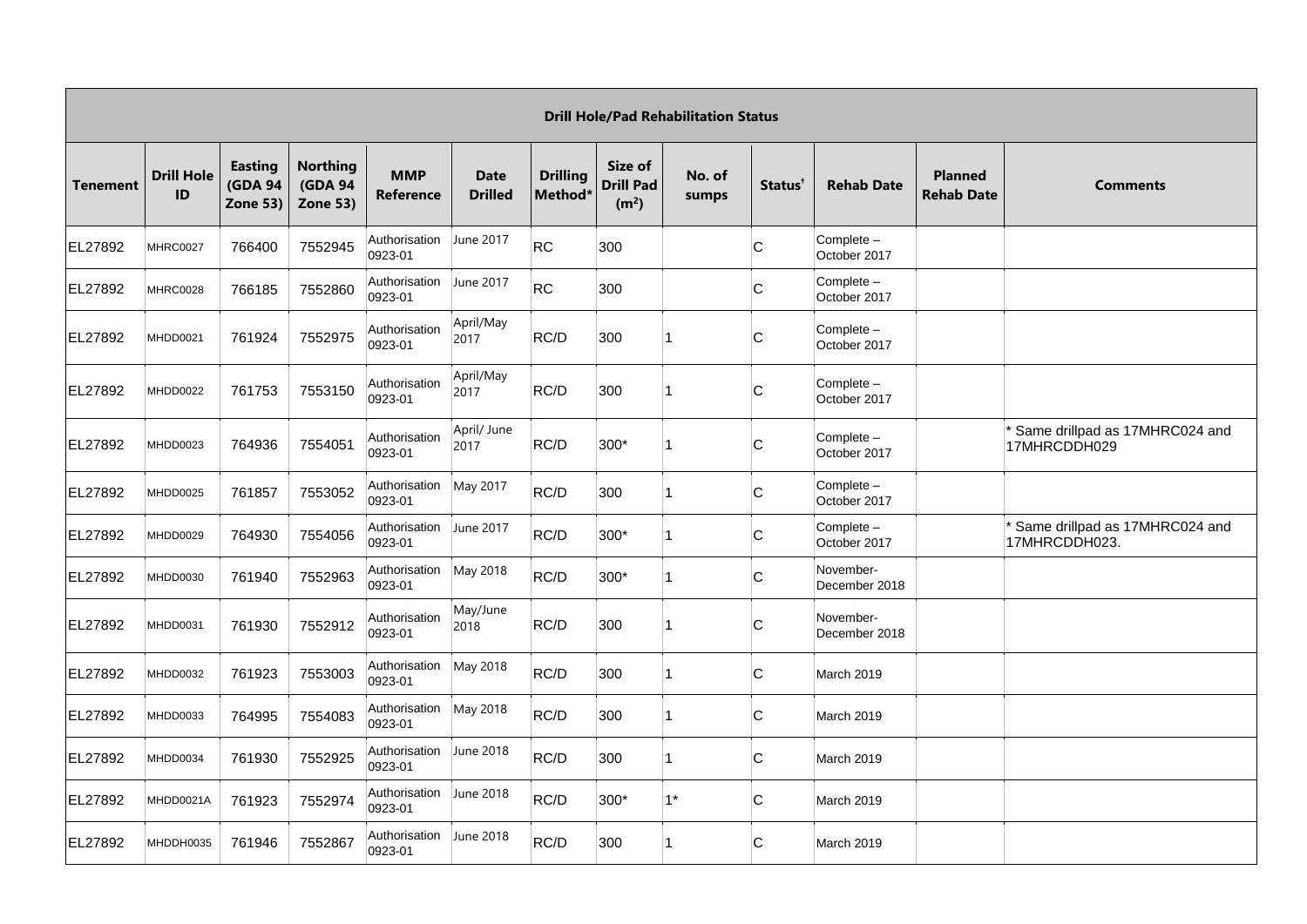| Drill Hole/Pad Rehabilitation Status | | | | | | | | | | | | |
|---|---|---|---|---|---|---|---|---|---|---|---|---|
| **Tenement** | **Drill Hole ID** | **Easting (GDA 94 Zone 53)** | **Northing (GDA 94 Zone 53)** | **MMP Reference** | **Date Drilled** | **Drilling Method*** | **Size of Drill Pad ($m^2$)** | **No. of sumps** | **Status†** | **Rehab Date** | **Planned Rehab Date** | **Comments** |
| EL27892 | MHRC0027 | 766400 | 7552945 | Authorisation 0923-01 | June 2017 | RC | 300 | | C | Complete – October 2017 | | |
| EL27892 | MHRC0028 | 766185 | 7552860 | Authorisation 0923-01 | June 2017 | RC | 300 | | C | Complete – October 2017 | | |
| EL27892 | MHDD0021 | 761924 | 7552975 | Authorisation 0923-01 | April/May 2017 | RC/D | 300 | 1 | C | Complete – October 2017 | | |
| EL27892 | MHDD0022 | 761753 | 7553150 | Authorisation 0923-01 | April/May 2017 | RC/D | 300 | 1 | C | Complete – October 2017 | | |
| EL27892 | MHDD0023 | 764936 | 7554051 | Authorisation 0923-01 | April/ June 2017 | RC/D | 300* | 1 | C | Complete – October 2017 | | * Same drillpad as 17MHRC024 and 17MHRCDDH029 |
| EL27892 | MHDD0025 | 761857 | 7553052 | Authorisation 0923-01 | May 2017 | RC/D | 300 | 1 | C | Complete – October 2017 | | |
| EL27892 | MHDD0029 | 764930 | 7554056 | Authorisation 0923-01 | June 2017 | RC/D | 300* | 1 | C | Complete – October 2017 | | * Same drillpad as 17MHRC024 and 17MHRCDDH023. |
| EL27892 | MHDD0030 | 761940 | 7552963 | Authorisation 0923-01 | May 2018 | RC/D | 300* | 1 | C | November-December 2018 | | |
| EL27892 | MHDD0031 | 761930 | 7552912 | Authorisation 0923-01 | May/June 2018 | RC/D | 300 | 1 | C | November-December 2018 | | |
| EL27892 | MHDD0032 | 761923 | 7553003 | Authorisation 0923-01 | May 2018 | RC/D | 300 | 1 | C | March 2019 | | |
| EL27892 | MHDD0033 | 764995 | 7554083 | Authorisation 0923-01 | May 2018 | RC/D | 300 | 1 | C | March 2019 | | |
| EL27892 | MHDD0034 | 761930 | 7552925 | Authorisation 0923-01 | June 2018 | RC/D | 300 | 1 | C | March 2019 | | |
| EL27892 | MHDD0021A | 761923 | 7552974 | Authorisation 0923-01 | June 2018 | RC/D | 300* | 1* | C | March 2019 | | |
| EL27892 | MHDDH0035 | 761946 | 7552867 | Authorisation 0923-01 | June 2018 | RC/D | 300 | 1 | C | March 2019 | | |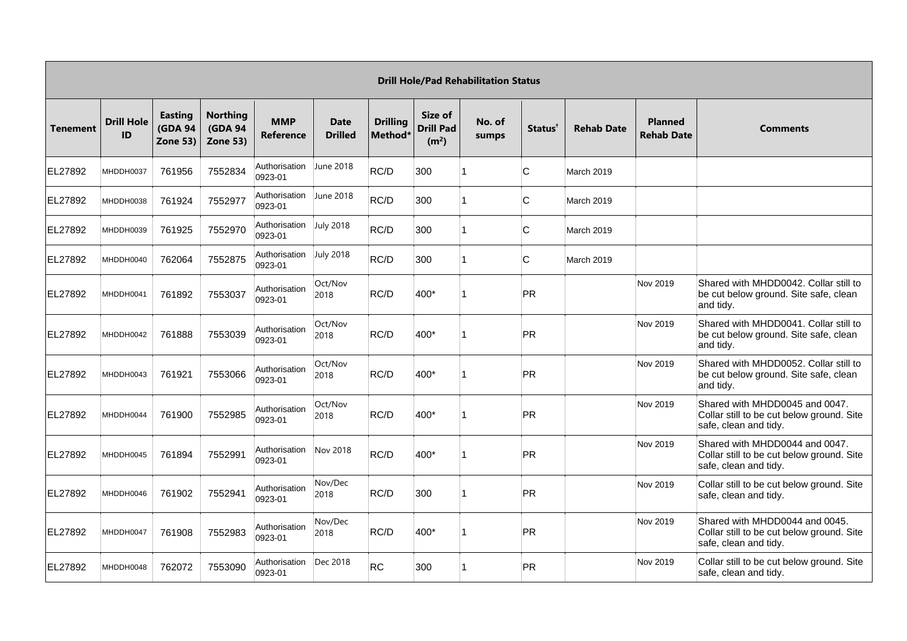| Drill Hole/Pad Rehabilitation Status | | | | | | | | | | | | |
|---|---|---|---|---|---|---|---|---|---|---|---|---|
| Tenement | Drill Hole ID | Easting (GDA 94 Zone 53) | Northing (GDA 94 Zone 53) | MMP Reference | Date Drilled | Drilling Method* | Size of Drill Pad ($m^2$) | No. of sumps | Status[†] | Rehab Date | Planned Rehab Date | Comments |
| EL27892 | MHDDH0037 | 761956 | 7552834 | Authorisation 0923-01 | June 2018 | RC/D | 300 | 1 | C | March 2019 | | |
| EL27892 | MHDDH0038 | 761924 | 7552977 | Authorisation 0923-01 | June 2018 | RC/D | 300 | 1 | C | March 2019 | | |
| EL27892 | MHDDH0039 | 761925 | 7552970 | Authorisation 0923-01 | July 2018 | RC/D | 300 | 1 | C | March 2019 | | |
| EL27892 | MHDDH0040 | 762064 | 7552875 | Authorisation 0923-01 | July 2018 | RC/D | 300 | 1 | C | March 2019 | | |
| EL27892 | MHDDH0041 | 761892 | 7553037 | Authorisation 0923-01 | Oct/Nov 2018 | RC/D | 400* | 1 | PR | | Nov 2019 | Shared with MHDD0042. Collar still to be cut below ground. Site safe, clean and tidy. |
| EL27892 | MHDDH0042 | 761888 | 7553039 | Authorisation 0923-01 | Oct/Nov 2018 | RC/D | 400* | 1 | PR | | Nov 2019 | Shared with MHDD0041. Collar still to be cut below ground. Site safe, clean and tidy. |
| EL27892 | MHDDH0043 | 761921 | 7553066 | Authorisation 0923-01 | Oct/Nov 2018 | RC/D | 400* | 1 | PR | | Nov 2019 | Shared with MHDD0052. Collar still to be cut below ground. Site safe, clean and tidy. |
| EL27892 | MHDDH0044 | 761900 | 7552985 | Authorisation 0923-01 | Oct/Nov 2018 | RC/D | 400* | 1 | PR | | Nov 2019 | Shared with MHDD0045 and 0047. Collar still to be cut below ground. Site safe, clean and tidy. |
| EL27892 | MHDDH0045 | 761894 | 7552991 | Authorisation 0923-01 | Nov 2018 | RC/D | 400* | 1 | PR | | Nov 2019 | Shared with MHDD0044 and 0047. Collar still to be cut below ground. Site safe, clean and tidy. |
| EL27892 | MHDDH0046 | 761902 | 7552941 | Authorisation 0923-01 | Nov/Dec 2018 | RC/D | 300 | 1 | PR | | Nov 2019 | Collar still to be cut below ground. Site safe, clean and tidy. |
| EL27892 | MHDDH0047 | 761908 | 7552983 | Authorisation 0923-01 | Nov/Dec 2018 | RC/D | 400* | 1 | PR | | Nov 2019 | Shared with MHDD0044 and 0045. Collar still to be cut below ground. Site safe, clean and tidy. |
| EL27892 | MHDDH0048 | 762072 | 7553090 | Authorisation 0923-01 | Dec 2018 | RC | 300 | 1 | PR | | Nov 2019 | Collar still to be cut below ground. Site safe, clean and tidy. |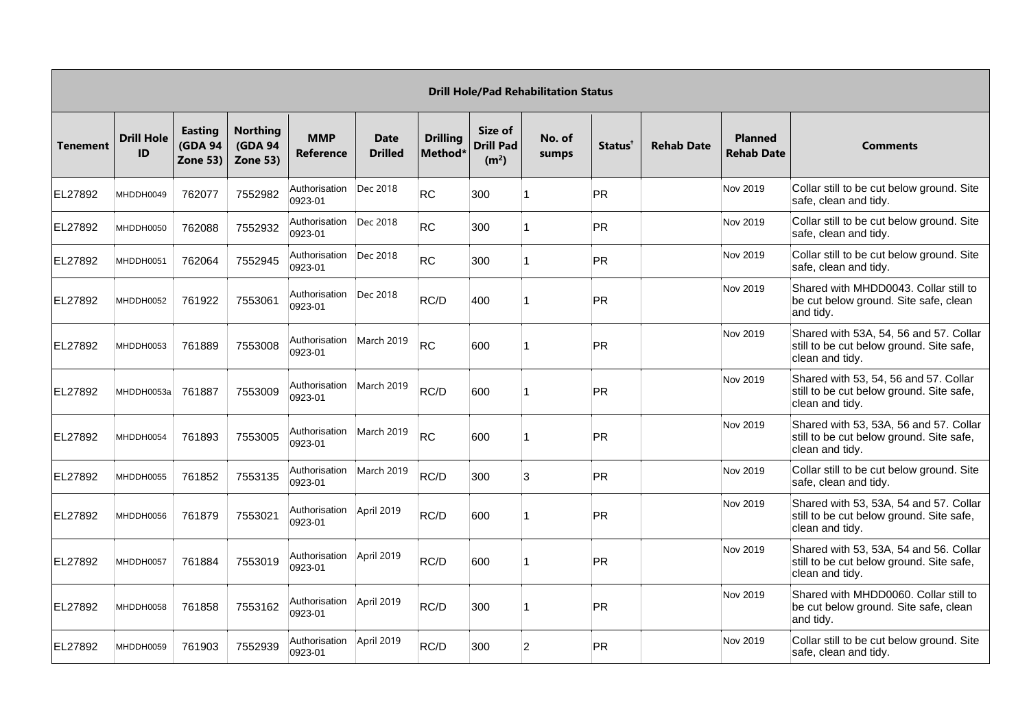| Drill Hole/Pad Rehabilitation Status | | | | | | | | | | | | |
|---|---|---|---|---|---|---|---|---|---|---|---|---|
| **Tenement** | **Drill Hole ID** | **Easting (GDA 94 Zone 53)** | **Northing (GDA 94 Zone 53)** | **MMP Reference** | **Date Drilled** | **Drilling Method*** | **Size of Drill Pad ($m^2$)** | **No. of sumps** | **Status†** | **Rehab Date** | **Planned Rehab Date** | **Comments** |
| EL27892 | MHDDH0049 | 762077 | 7552982 | Authorisation 0923-01 | Dec 2018 | RC | 300 | 1 | PR | | Nov 2019 | Collar still to be cut below ground. Site safe, clean and tidy. |
| EL27892 | MHDDH0050 | 762088 | 7552932 | Authorisation 0923-01 | Dec 2018 | RC | 300 | 1 | PR | | Nov 2019 | Collar still to be cut below ground. Site safe, clean and tidy. |
| EL27892 | MHDDH0051 | 762064 | 7552945 | Authorisation 0923-01 | Dec 2018 | RC | 300 | 1 | PR | | Nov 2019 | Collar still to be cut below ground. Site safe, clean and tidy. |
| EL27892 | MHDDH0052 | 761922 | 7553061 | Authorisation 0923-01 | Dec 2018 | RC/D | 400 | 1 | PR | | Nov 2019 | Shared with MHDD0043. Collar still to be cut below ground. Site safe, clean and tidy. |
| EL27892 | MHDDH0053 | 761889 | 7553008 | Authorisation 0923-01 | March 2019 | RC | 600 | 1 | PR | | Nov 2019 | Shared with 53A, 54, 56 and 57. Collar still to be cut below ground. Site safe, clean and tidy. |
| EL27892 | MHDDH0053a | 761887 | 7553009 | Authorisation 0923-01 | March 2019 | RC/D | 600 | 1 | PR | | Nov 2019 | Shared with 53, 54, 56 and 57. Collar still to be cut below ground. Site safe, clean and tidy. |
| EL27892 | MHDDH0054 | 761893 | 7553005 | Authorisation 0923-01 | March 2019 | RC | 600 | 1 | PR | | Nov 2019 | Shared with 53, 53A, 56 and 57. Collar still to be cut below ground. Site safe, clean and tidy. |
| EL27892 | MHDDH0055 | 761852 | 7553135 | Authorisation 0923-01 | March 2019 | RC/D | 300 | 3 | PR | | Nov 2019 | Collar still to be cut below ground. Site safe, clean and tidy. |
| EL27892 | MHDDH0056 | 761879 | 7553021 | Authorisation 0923-01 | April 2019 | RC/D | 600 | 1 | PR | | Nov 2019 | Shared with 53, 53A, 54 and 57. Collar still to be cut below ground. Site safe, clean and tidy. |
| EL27892 | MHDDH0057 | 761884 | 7553019 | Authorisation 0923-01 | April 2019 | RC/D | 600 | 1 | PR | | Nov 2019 | Shared with 53, 53A, 54 and 56. Collar still to be cut below ground. Site safe, clean and tidy. |
| EL27892 | MHDDH0058 | 761858 | 7553162 | Authorisation 0923-01 | April 2019 | RC/D | 300 | 1 | PR | | Nov 2019 | Shared with MHDD0060. Collar still to be cut below ground. Site safe, clean and tidy. |
| EL27892 | MHDDH0059 | 761903 | 7552939 | Authorisation 0923-01 | April 2019 | RC/D | 300 | 2 | PR | | Nov 2019 | Collar still to be cut below ground. Site safe, clean and tidy. |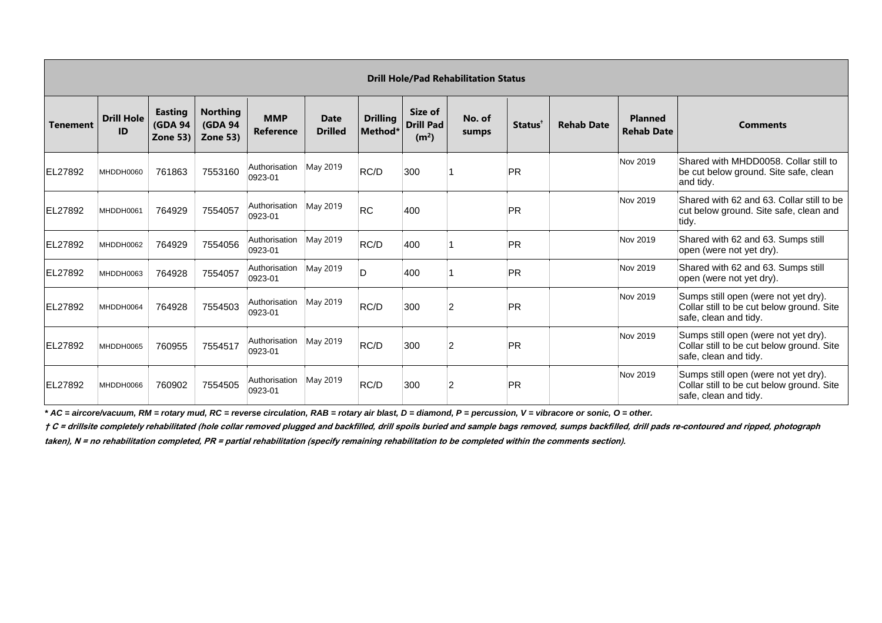| Drill Hole/Pad Rehabilitation Status | | | | | | | | | | | | |
|---|---|---|---|---|---|---|---|---|---|---|---|---|
| **Tenement** | **Drill Hole ID** | **Easting (GDA 94 Zone 53)** | **Northing (GDA 94 Zone 53)** | **MMP Reference** | **Date Drilled** | **Drilling Method*** | **Size of Drill Pad ($m^2$)** | **No. of sumps** | **Status†** | **Rehab Date** | **Planned Rehab Date** | **Comments** |
| EL27892 | MHDDH0060 | 761863 | 7553160 | Authorisation 0923-01 | May 2019 | RC/D | 300 | 1 | PR | | Nov 2019 | Shared with MHDD0058. Collar still to be cut below ground. Site safe, clean and tidy. |
| EL27892 | MHDDH0061 | 764929 | 7554057 | Authorisation 0923-01 | May 2019 | RC | 400 | | PR | | Nov 2019 | Shared with 62 and 63. Collar still to be cut below ground. Site safe, clean and tidy. |
| EL27892 | MHDDH0062 | 764929 | 7554056 | Authorisation 0923-01 | May 2019 | RC/D | 400 | 1 | PR | | Nov 2019 | Shared with 62 and 63. Sumps still open (were not yet dry). |
| EL27892 | MHDDH0063 | 764928 | 7554057 | Authorisation 0923-01 | May 2019 | D | 400 | 1 | PR | | Nov 2019 | Shared with 62 and 63. Sumps still open (were not yet dry). |
| EL27892 | MHDDH0064 | 764928 | 7554503 | Authorisation 0923-01 | May 2019 | RC/D | 300 | 2 | PR | | Nov 2019 | Sumps still open (were not yet dry). Collar still to be cut below ground. Site safe, clean and tidy. |
| EL27892 | MHDDH0065 | 760955 | 7554517 | Authorisation 0923-01 | May 2019 | RC/D | 300 | 2 | PR | | Nov 2019 | Sumps still open (were not yet dry). Collar still to be cut below ground. Site safe, clean and tidy. |
| EL27892 | MHDDH0066 | 760902 | 7554505 | Authorisation 0923-01 | May 2019 | RC/D | 300 | 2 | PR | | Nov 2019 | Sumps still open (were not yet dry). Collar still to be cut below ground. Site safe, clean and tidy. |

***** *AC = aircore/vacuum, RM = rotary mud, RC = reverse circulation, RAB = rotary air blast, D = diamond, P = percussion, V = vibracore or sonic, O = other.*

*† C = drillsite completely rehabilitated (hole collar removed plugged and backfilled, drill spoils buried and sample bags removed, sumps backfilled, drill pads re-contoured and ripped, photograph taken), N = no rehabilitation completed, PR = partial rehabilitation (specify remaining rehabilitation to be completed within the comments section).*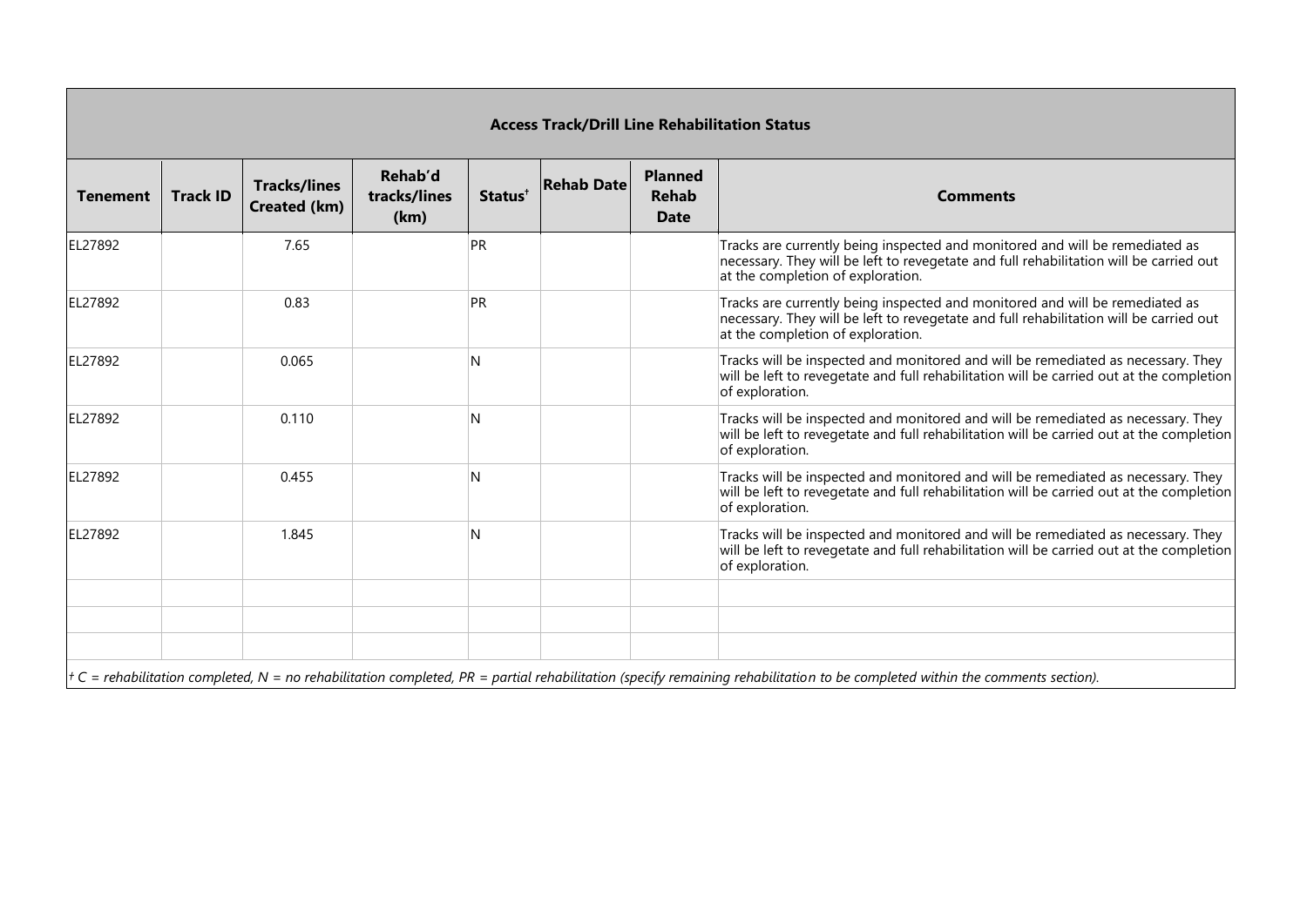**Access Track/Drill Line Rehabilitation Status**

| Tenement | Track ID | Tracks/lines Created (km) | Rehab'd tracks/lines (km) | Status† | Rehab Date | Planned Rehab Date | Comments |
|---|---|---|---|---|---|---|---|
| EL27892 | | 7.65 | | PR | | | Tracks are currently being inspected and monitored and will be remediated as necessary. They will be left to revegetate and full rehabilitation will be carried out at the completion of exploration. |
| EL27892 | | 0.83 | | PR | | | Tracks are currently being inspected and monitored and will be remediated as necessary. They will be left to revegetate and full rehabilitation will be carried out at the completion of exploration. |
| EL27892 | | 0.065 | | N | | | Tracks will be inspected and monitored and will be remediated as necessary. They will be left to revegetate and full rehabilitation will be carried out at the completion of exploration. |
| EL27892 | | 0.110 | | N | | | Tracks will be inspected and monitored and will be remediated as necessary. They will be left to revegetate and full rehabilitation will be carried out at the completion of exploration. |
| EL27892 | | 0.455 | | N | | | Tracks will be inspected and monitored and will be remediated as necessary. They will be left to revegetate and full rehabilitation will be carried out at the completion of exploration. |
| EL27892 | | 1.845 | | N | | | Tracks will be inspected and monitored and will be remediated as necessary. They will be left to revegetate and full rehabilitation will be carried out at the completion of exploration. |
| | | | | | | | |
| | | | | | | | |
| | | | | | | | |

*† C = rehabilitation completed, N = no rehabilitation completed, PR = partial rehabilitation (specify remaining rehabilitation to be completed within the comments section).*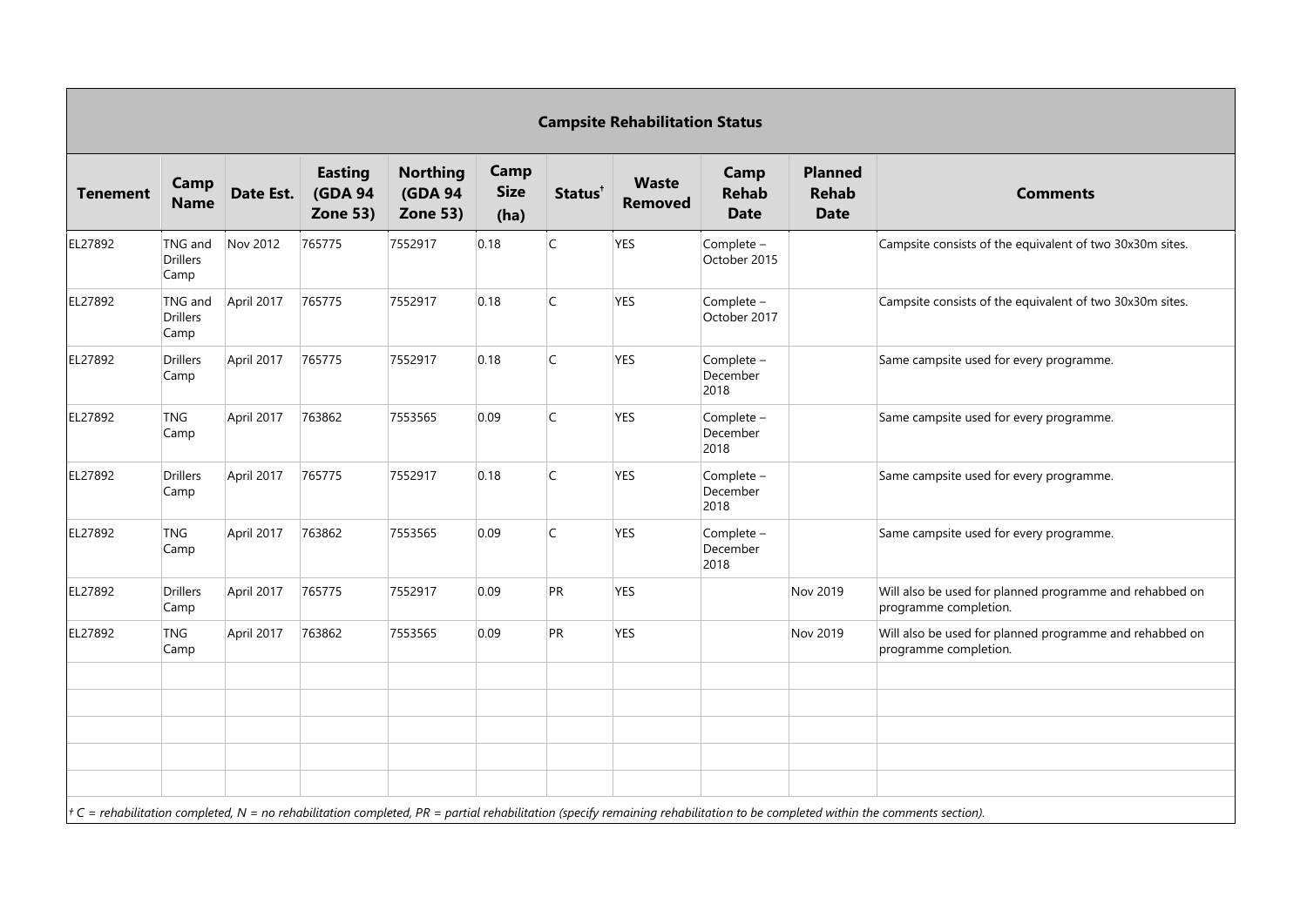| Campsite Rehabilitation Status | | | | | | | | | | |
|---|---|---|---|---|---|---|---|---|---|---|
| **Tenement** | **Camp Name** | **Date Est.** | **Easting (GDA 94 Zone 53)** | **Northing (GDA 94 Zone 53)** | **Camp Size (ha)** | **Status[†]** | **Waste Removed** | **Camp Rehab Date** | **Planned Rehab Date** | **Comments** |
| EL27892 | TNG and Drillers Camp | Nov 2012 | 765775 | 7552917 | 0.18 | C | YES | Complete – October 2015 | | Campsite consists of the equivalent of two 30x30m sites. |
| EL27892 | TNG and Drillers Camp | April 2017 | 765775 | 7552917 | 0.18 | C | YES | Complete – October 2017 | | Campsite consists of the equivalent of two 30x30m sites. |
| EL27892 | Drillers Camp | April 2017 | 765775 | 7552917 | 0.18 | C | YES | Complete – December 2018 | | Same campsite used for every programme. |
| EL27892 | TNG Camp | April 2017 | 763862 | 7553565 | 0.09 | C | YES | Complete – December 2018 | | Same campsite used for every programme. |
| EL27892 | Drillers Camp | April 2017 | 765775 | 7552917 | 0.18 | C | YES | Complete – December 2018 | | Same campsite used for every programme. |
| EL27892 | TNG Camp | April 2017 | 763862 | 7553565 | 0.09 | C | YES | Complete – December 2018 | | Same campsite used for every programme. |
| EL27892 | Drillers Camp | April 2017 | 765775 | 7552917 | 0.09 | PR | YES | | Nov 2019 | Will also be used for planned programme and rehabbed on programme completion. |
| EL27892 | TNG Camp | April 2017 | 763862 | 7553565 | 0.09 | PR | YES | | Nov 2019 | Will also be used for planned programme and rehabbed on programme completion. |
| | | | | | | | | | | |
| | | | | | | | | | | |
| | | | | | | | | | | |
| | | | | | | | | | | |
| | | | | | | | | | | |

*† C = rehabilitation completed, N = no rehabilitation completed, PR = partial rehabilitation (specify remaining rehabilitation to be completed within the comments section).*